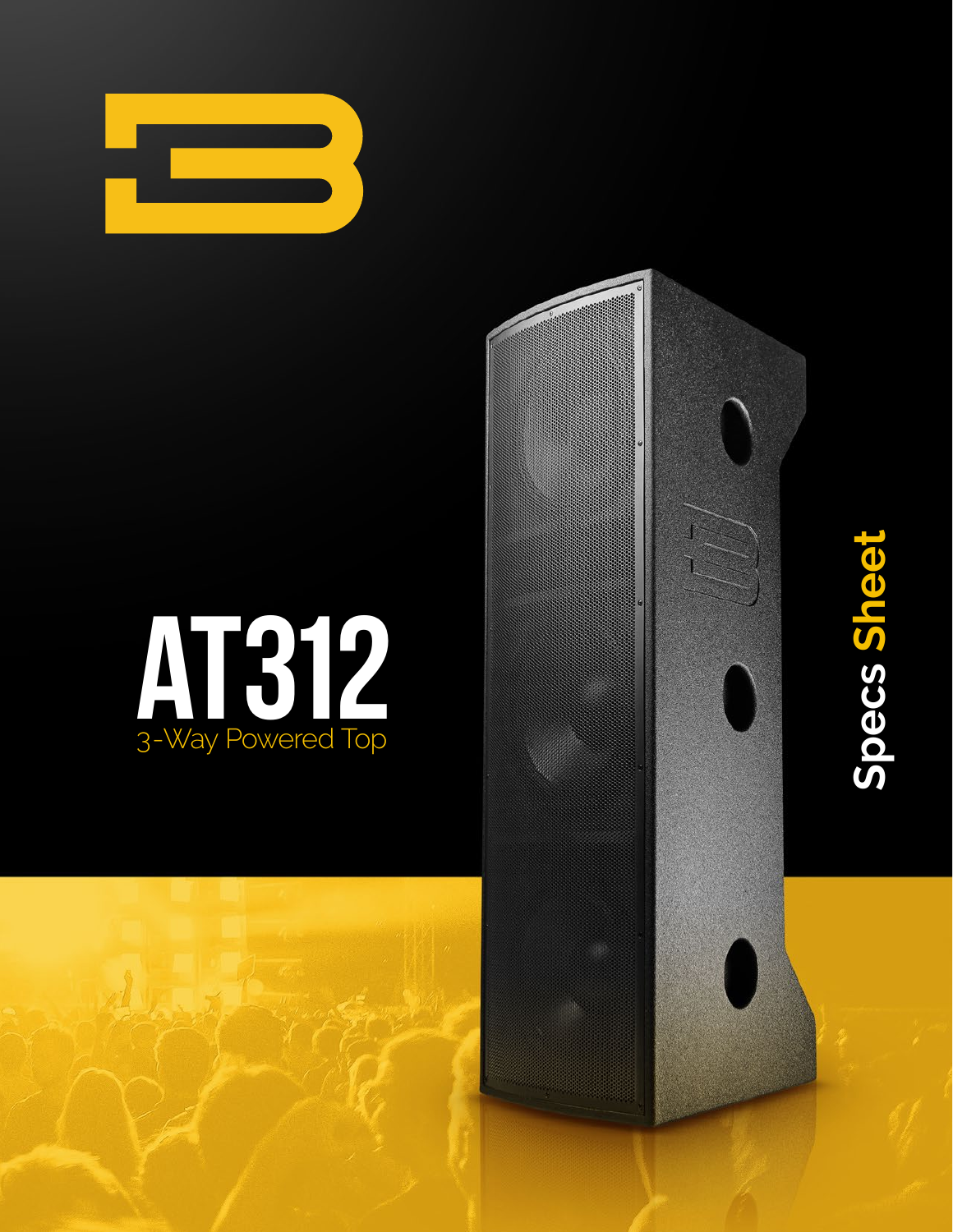# AT312

3-Way Powered Top

Specs **Sheet**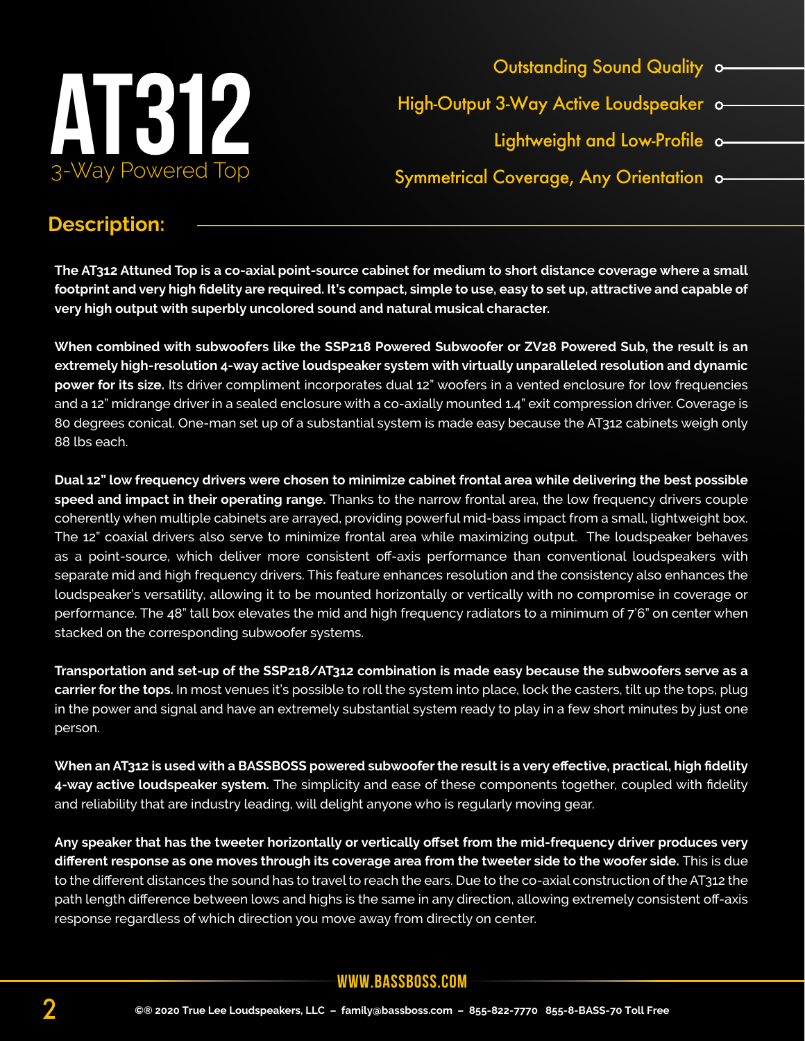# AT312

3-Way Powered Top

- Outstanding Sound Quality
- High-Output 3-Way Active Loudspeaker
- Lightweight and Low-Profile
- Symmetrical Coverage, Any Orientation

## Description:

**The AT312 Attuned Top is a co-axial point-source cabinet for medium to short distance coverage where a small footprint and very high fidelity are required. It's compact, simple to use, easy to set up, attractive and capable of very high output with superbly uncolored sound and natural musical character.**

**When combined with subwoofers like the SSP218 Powered Subwoofer or ZV28 Powered Sub, the result is an extremely high-resolution 4-way active loudspeaker system with virtually unparalleled resolution and dynamic power for its size.** Its driver compliment incorporates dual 12" woofers in a vented enclosure for low frequencies and a 12" midrange driver in a sealed enclosure with a co-axially mounted 1.4" exit compression driver. Coverage is 80 degrees conical. One-man set up of a substantial system is made easy because the AT312 cabinets weigh only 88 lbs each.

**Dual 12" low frequency drivers were chosen to minimize cabinet frontal area while delivering the best possible speed and impact in their operating range.** Thanks to the narrow frontal area, the low frequency drivers couple coherently when multiple cabinets are arrayed, providing powerful mid-bass impact from a small, lightweight box. The 12" coaxial drivers also serve to minimize frontal area while maximizing output. The loudspeaker behaves as a point-source, which deliver more consistent off-axis performance than conventional loudspeakers with separate mid and high frequency drivers. This feature enhances resolution and the consistency also enhances the loudspeaker's versatility, allowing it to be mounted horizontally or vertically with no compromise in coverage or performance. The 48" tall box elevates the mid and high frequency radiators to a minimum of 7'6" on center when stacked on the corresponding subwoofer systems.

**Transportation and set-up of the SSP218/AT312 combination is made easy because the subwoofers serve as a carrier for the tops.** In most venues it's possible to roll the system into place, lock the casters, tilt up the tops, plug in the power and signal and have an extremely substantial system ready to play in a few short minutes by just one person.

**When an AT312 is used with a BASSBOSS powered subwoofer the result is a very effective, practical, high fidelity 4-way active loudspeaker system.** The simplicity and ease of these components together, coupled with fidelity and reliability that are industry leading, will delight anyone who is regularly moving gear.

**Any speaker that has the tweeter horizontally or vertically offset from the mid-frequency driver produces very different response as one moves through its coverage area from the tweeter side to the woofer side.** This is due to the different distances the sound has to travel to reach the ears. Due to the co-axial construction of the AT312 the path length difference between lows and highs is the same in any direction, allowing extremely consistent off-axis response regardless of which direction you move away from directly on center.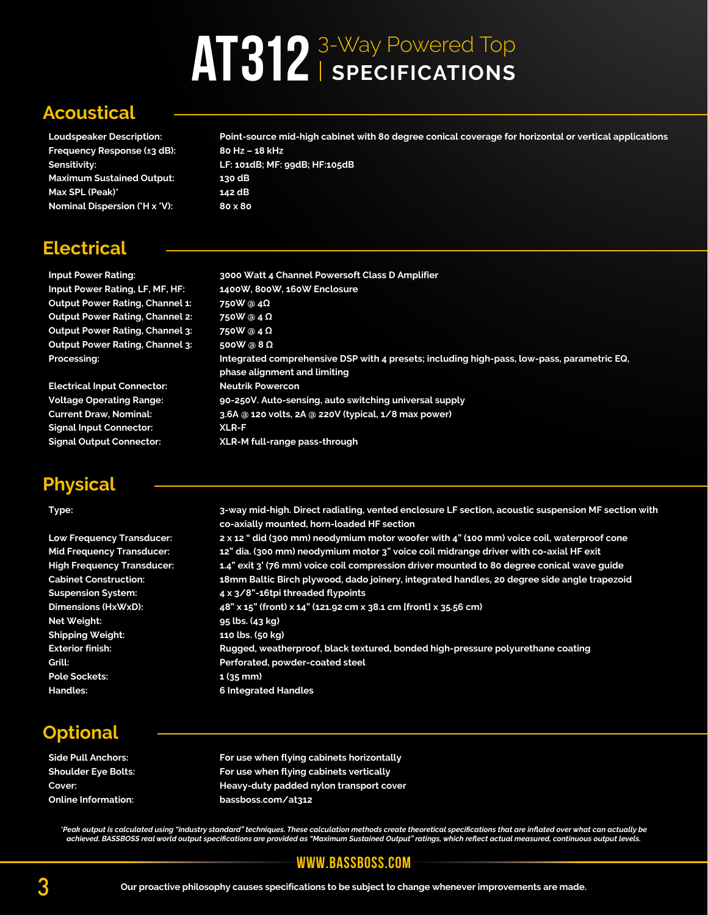# AT312 3-Way Powered Top | SPECIFICATIONS

## Acoustical

| | |
|---|---|
| **Loudspeaker Description:** | Point-source mid-high cabinet with 80 degree conical coverage for horizontal or vertical applications |
| **Frequency Response (±3 dB):** | 80 Hz – 18 kHz |
| **Sensitivity:** | LF: 101dB; MF: 99dB; HF:105dB |
| **Maximum Sustained Output:** | 130 dB |
| **Max SPL (Peak)*** | 142 dB |
| **Nominal Dispersion (°H x °V):** | 80 x 80 |

## Electrical

| | |
|---|---|
| **Input Power Rating:** | 3000 Watt 4 Channel Powersoft Class D Amplifier |
| **Input Power Rating, LF, MF, HF:** | 1400W, 800W, 160W Enclosure |
| **Output Power Rating, Channel 1:** | 750W @ 4Ω |
| **Output Power Rating, Channel 2:** | 750W @ 4 Ω |
| **Output Power Rating, Channel 3:** | 750W @ 4 Ω |
| **Output Power Rating, Channel 3:** | 500W @ 8 Ω |
| **Processing:** | Integrated comprehensive DSP with 4 presets; including high-pass, low-pass, parametric EQ, phase alignment and limiting |
| **Electrical Input Connector:** | Neutrik Powercon |
| **Voltage Operating Range:** | 90-250V. Auto-sensing, auto switching universal supply |
| **Current Draw, Nominal:** | 3.6A @ 120 volts, 2A @ 220V (typical, 1/8 max power) |
| **Signal Input Connector:** | XLR-F |
| **Signal Output Connector:** | XLR-M full-range pass-through |

## Physical

| | |
|---|---|
| **Type:** | 3-way mid-high. Direct radiating, vented enclosure LF section, acoustic suspension MF section with co-axially mounted, horn-loaded HF section |
| **Low Frequency Transducer:** | 2 x 12 " did (300 mm) neodymium motor woofer with 4" (100 mm) voice coil, waterproof cone |
| **Mid Frequency Transducer:** | 12" dia. (300 mm) neodymium motor 3" voice coil midrange driver with co-axial HF exit |
| **High Frequency Transducer:** | 1.4" exit 3' (76 mm) voice coil compression driver mounted to 80 degree conical wave guide |
| **Cabinet Construction:** | 18mm Baltic Birch plywood, dado joinery, integrated handles, 20 degree side angle trapezoid |
| **Suspension System:** | 4 x 3/8"-16tpi threaded flypoints |
| **Dimensions (HxWxD):** | 48" x 15" (front) x 14" (121.92 cm x 38.1 cm [front] x 35.56 cm) |
| **Net Weight:** | 95 lbs. (43 kg) |
| **Shipping Weight:** | 110 lbs. (50 kg) |
| **Exterior finish:** | Rugged, weatherproof, black textured, bonded high-pressure polyurethane coating |
| **Grill:** | Perforated, powder-coated steel |
| **Pole Sockets:** | 1 (35 mm) |
| **Handles:** | 6 Integrated Handles |

## Optional

| | |
|---|---|
| **Side Pull Anchors:** | For use when flying cabinets horizontally |
| **Shoulder Eye Bolts:** | For use when flying cabinets vertically |
| **Cover:** | Heavy-duty padded nylon transport cover |
| **Online Information:** | bassboss.com/at312 |

*\*Peak output is calculated using "industry standard" techniques. These calculation methods create theoretical specifications that are inflated over what can actually be achieved. BASSBOSS real world output specifications are provided as "Maximum Sustained Output" ratings, which reflect actual measured, continuous output levels.*

WWW.BASSBOSS.COM

Our proactive philosophy causes specifications to be subject to change whenever improvements are made.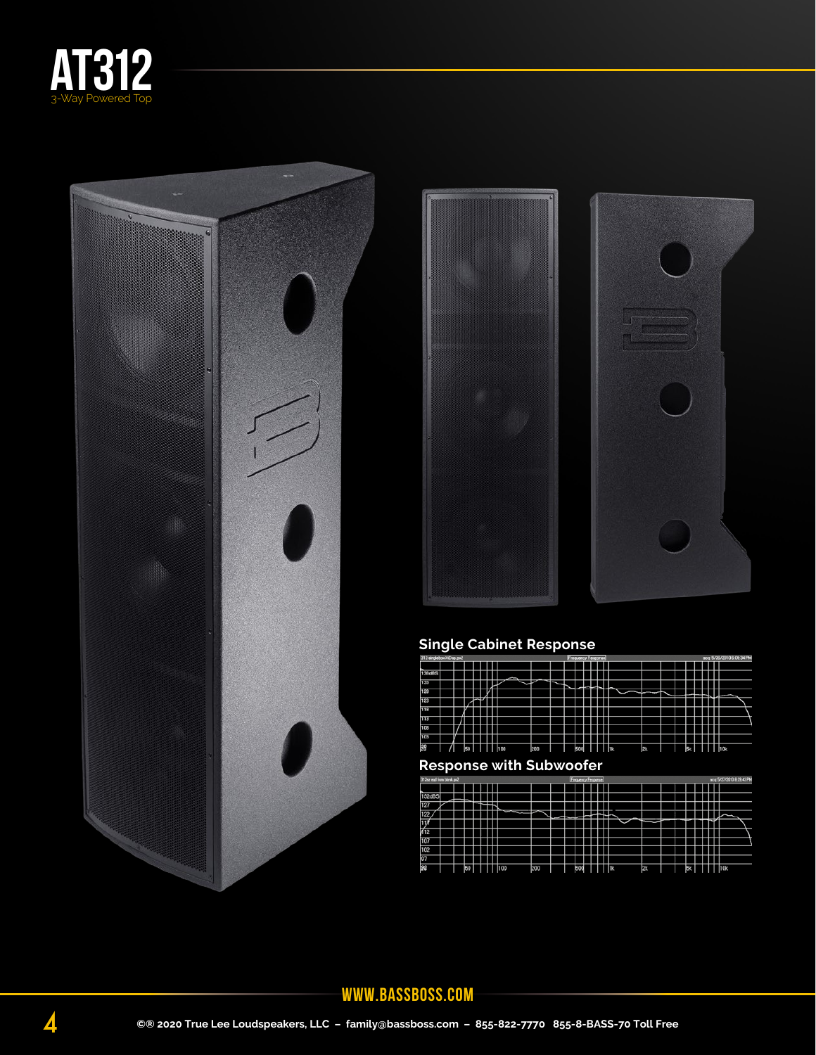# AT312

3-Way Powered Top

## Single Cabinet Response

312-singlebox-XOrep.px2
Frequency Response
acq 5/26/2010 6:08:34 PM

138dBS
133
128
123
118
113
108
103
98
20
50
100
200
500
1k
2k
5k
10k

## Response with Subwoofer

312sc sub from blank.px2
Frequency Response
acq 5/27/2010 8:29:43 PM

132dBS
127
122
117
112
107
102
97
20
50
100
200
500
1k
2k
5k
10k

WWW.BASSBOSS.COM

©® 2020 True Lee Loudspeakers, LLC – family@bassboss.com – 855-822-7770 855-8-BASS-70 Toll Free